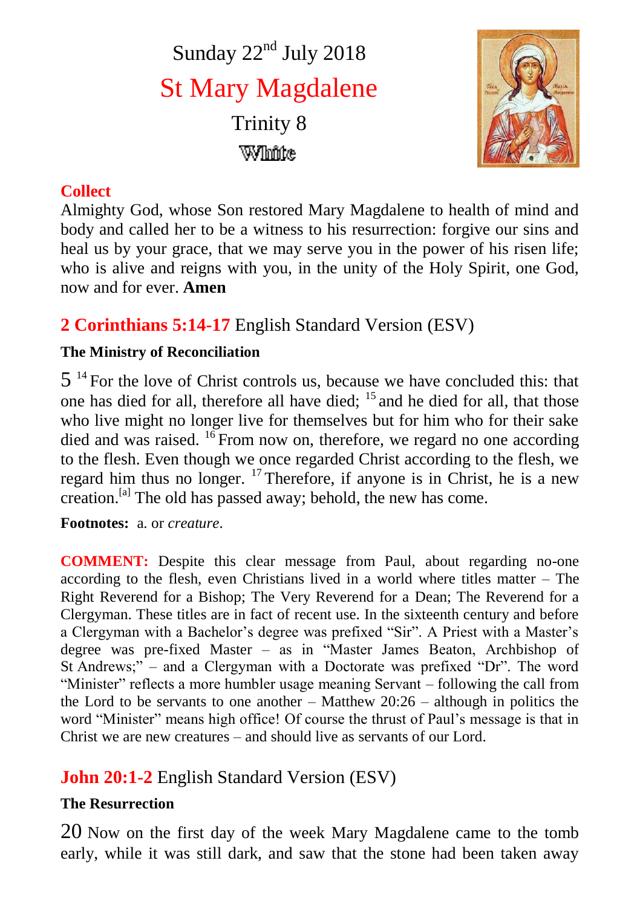# Sunday 22nd July 2018

# St Mary Magdalene

## Trinity 8

White

**Collect**

Almighty God, whose Son restored Mary Magdalene to health of mind and body and called her to be a witness to his resurrection: forgive our sins and heal us by your grace, that we may serve you in the power of his risen life; who is alive and reigns with you, in the unity of the Holy Spirit, one God, now and for ever. **Amen**

## **2 Corinthians 5:14-17** English Standard Version (ESV)

**The Ministry of Reconciliation**

5 [14] For the love of Christ controls us, because we have concluded this: that one has died for all, therefore all have died; [15] and he died for all, that those who live might no longer live for themselves but for him who for their sake died and was raised. [16] From now on, therefore, we regard no one according to the flesh. Even though we once regarded Christ according to the flesh, we regard him thus no longer. [17] Therefore, if anyone is in Christ, he is a new creation.[a] The old has passed away; behold, the new has come.

**Footnotes:** a. or *creature*.

**COMMENT:** Despite this clear message from Paul, about regarding no-one according to the flesh, even Christians lived in a world where titles matter – The Right Reverend for a Bishop; The Very Reverend for a Dean; The Reverend for a Clergyman. These titles are in fact of recent use. In the sixteenth century and before a Clergyman with a Bachelor's degree was prefixed "Sir". A Priest with a Master's degree was pre-fixed Master – as in "Master James Beaton, Archbishop of St Andrews;" – and a Clergyman with a Doctorate was prefixed "Dr". The word "Minister" reflects a more humbler usage meaning Servant – following the call from the Lord to be servants to one another – Matthew 20:26 – although in politics the word "Minister" means high office! Of course the thrust of Paul's message is that in Christ we are new creatures – and should live as servants of our Lord.

## **John 20:1-2** English Standard Version (ESV)

**The Resurrection**

20 Now on the first day of the week Mary Magdalene came to the tomb early, while it was still dark, and saw that the stone had been taken away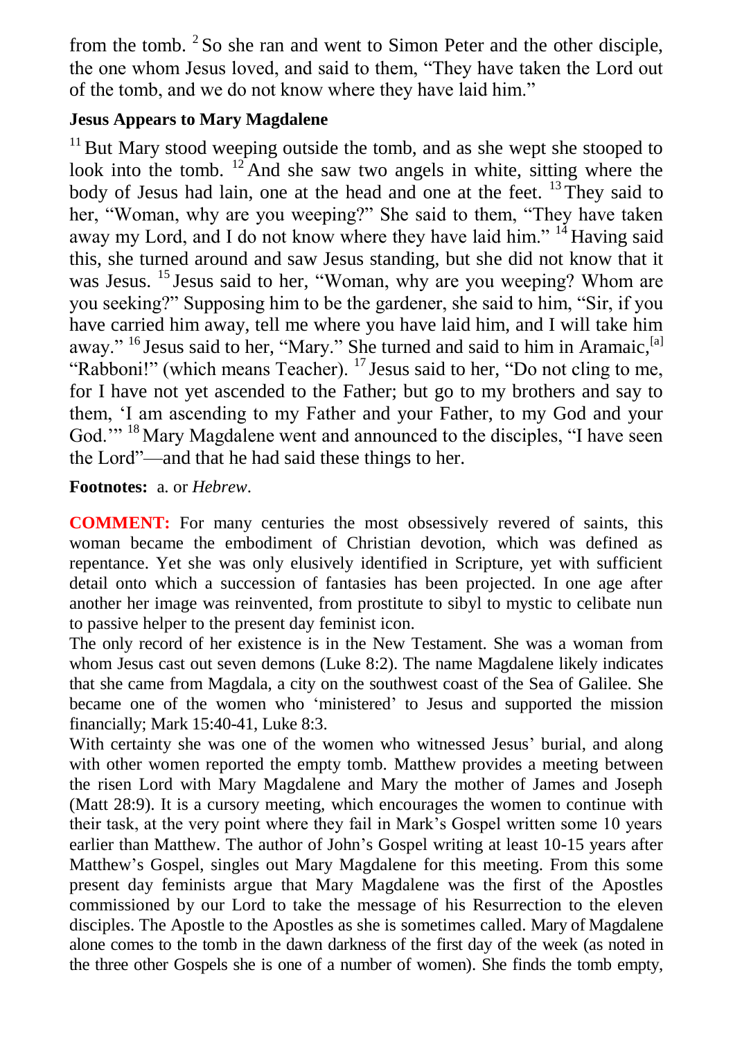from the tomb. [2] So she ran and went to Simon Peter and the other disciple, the one whom Jesus loved, and said to them, “They have taken the Lord out of the tomb, and we do not know where they have laid him.”

**Jesus Appears to Mary Magdalene**

[11] But Mary stood weeping outside the tomb, and as she wept she stooped to look into the tomb. [12] And she saw two angels in white, sitting where the body of Jesus had lain, one at the head and one at the feet. [13] They said to her, “Woman, why are you weeping?” She said to them, “They have taken away my Lord, and I do not know where they have laid him.” [14] Having said this, she turned around and saw Jesus standing, but she did not know that it was Jesus. [15] Jesus said to her, “Woman, why are you weeping? Whom are you seeking?” Supposing him to be the gardener, she said to him, “Sir, if you have carried him away, tell me where you have laid him, and I will take him away.” [16] Jesus said to her, “Mary.” She turned and said to him in Aramaic,[a] “Rabboni!” (which means Teacher). [17] Jesus said to her, “Do not cling to me, for I have not yet ascended to the Father; but go to my brothers and say to them, ‘I am ascending to my Father and your Father, to my God and your God.’” [18] Mary Magdalene went and announced to the disciples, “I have seen the Lord”—and that he had said these things to her.

**Footnotes:** a. or *Hebrew*.

**COMMENT:** For many centuries the most obsessively revered of saints, this woman became the embodiment of Christian devotion, which was defined as repentance. Yet she was only elusively identified in Scripture, yet with sufficient detail onto which a succession of fantasies has been projected. In one age after another her image was reinvented, from prostitute to sibyl to mystic to celibate nun to passive helper to the present day feminist icon.

The only record of her existence is in the New Testament. She was a woman from whom Jesus cast out seven demons (Luke 8:2). The name Magdalene likely indicates that she came from Magdala, a city on the southwest coast of the Sea of Galilee. She became one of the women who ‘ministered’ to Jesus and supported the mission financially; Mark 15:40-41, Luke 8:3.

With certainty she was one of the women who witnessed Jesus’ burial, and along with other women reported the empty tomb. Matthew provides a meeting between the risen Lord with Mary Magdalene and Mary the mother of James and Joseph (Matt 28:9). It is a cursory meeting, which encourages the women to continue with their task, at the very point where they fail in Mark’s Gospel written some 10 years earlier than Matthew. The author of John’s Gospel writing at least 10-15 years after Matthew’s Gospel, singles out Mary Magdalene for this meeting. From this some present day feminists argue that Mary Magdalene was the first of the Apostles commissioned by our Lord to take the message of his Resurrection to the eleven disciples. The Apostle to the Apostles as she is sometimes called. Mary of Magdalene alone comes to the tomb in the dawn darkness of the first day of the week (as noted in the three other Gospels she is one of a number of women). She finds the tomb empty,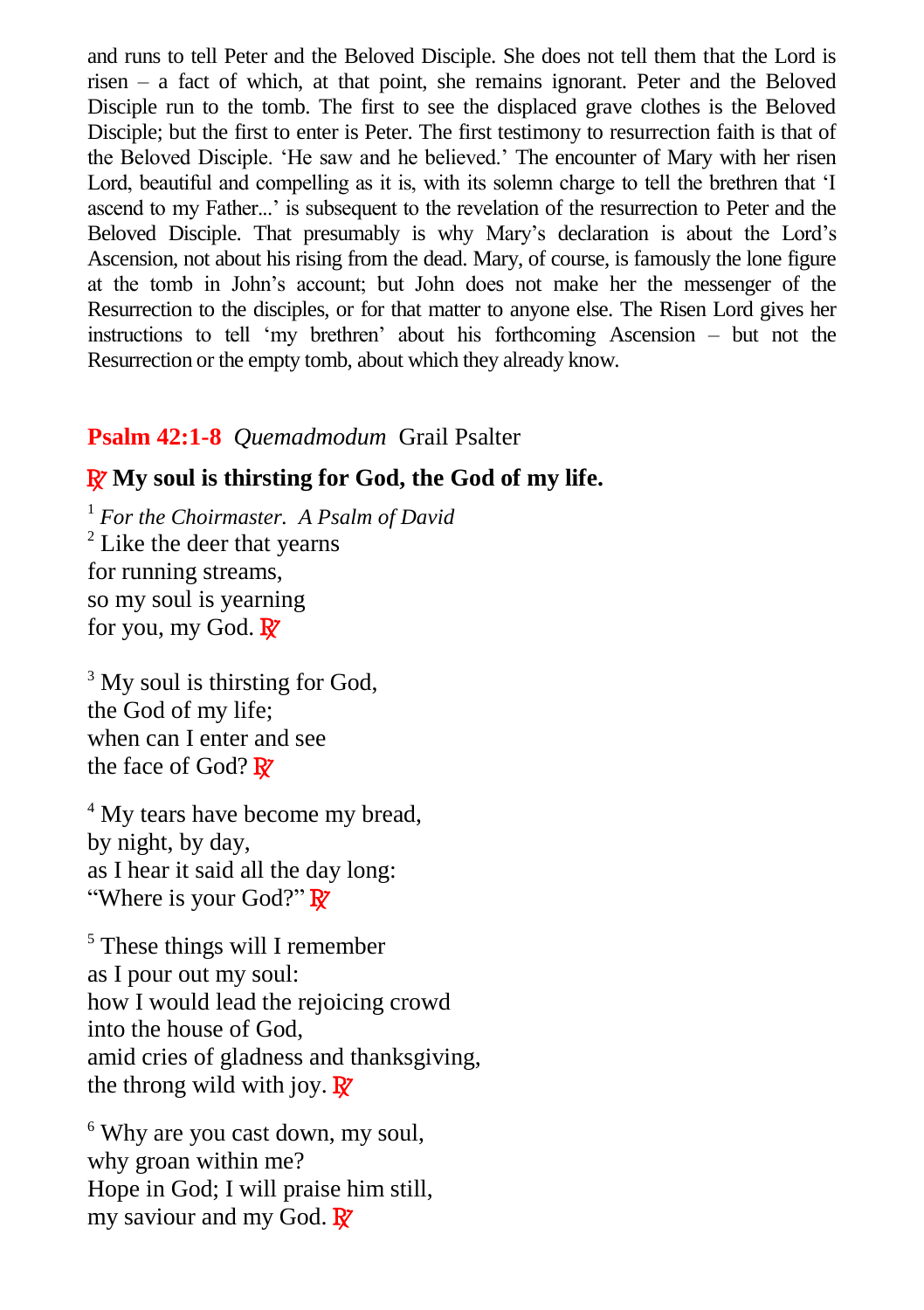and runs to tell Peter and the Beloved Disciple. She does not tell them that the Lord is risen – a fact of which, at that point, she remains ignorant. Peter and the Beloved Disciple run to the tomb. The first to see the displaced grave clothes is the Beloved Disciple; but the first to enter is Peter. The first testimony to resurrection faith is that of the Beloved Disciple. 'He saw and he believed.' The encounter of Mary with her risen Lord, beautiful and compelling as it is, with its solemn charge to tell the brethren that 'I ascend to my Father...' is subsequent to the revelation of the resurrection to Peter and the Beloved Disciple. That presumably is why Mary's declaration is about the Lord's Ascension, not about his rising from the dead. Mary, of course, is famously the lone figure at the tomb in John's account; but John does not make her the messenger of the Resurrection to the disciples, or for that matter to anyone else. The Risen Lord gives her instructions to tell 'my brethren' about his forthcoming Ascension – but not the Resurrection or the empty tomb, about which they already know.

## **Psalm 42:1-8** *Quemadmodum* Grail Psalter

**℟ My soul is thirsting for God, the God of my life.**

[1] *For the Choirmaster. A Psalm of David*
[2] Like the deer that yearns
for running streams,
so my soul is yearning
for you, my God. ℟

[3] My soul is thirsting for God,
the God of my life;
when can I enter and see
the face of God? ℟

[4] My tears have become my bread,
by night, by day,
as I hear it said all the day long:
"Where is your God?" ℟

[5] These things will I remember
as I pour out my soul:
how I would lead the rejoicing crowd
into the house of God,
amid cries of gladness and thanksgiving,
the throng wild with joy. ℟

[6] Why are you cast down, my soul,
why groan within me?
Hope in God; I will praise him still,
my saviour and my God. ℟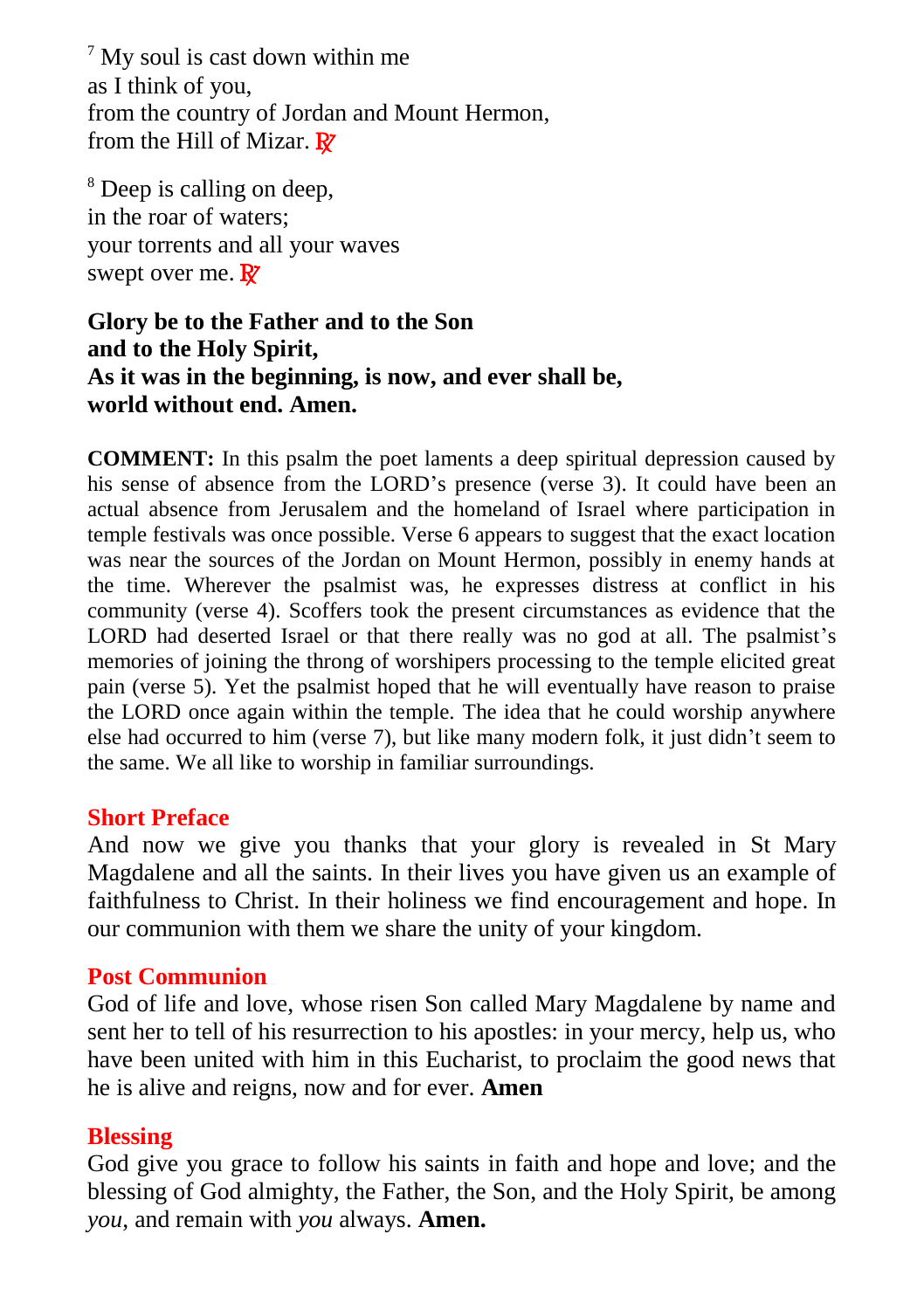[7] My soul is cast down within me
as I think of you,
from the country of Jordan and Mount Hermon,
from the Hill of Mizar. ℟

[8] Deep is calling on deep,
in the roar of waters;
your torrents and all your waves
swept over me. ℟

**Glory be to the Father and to the Son**
**and to the Holy Spirit,**
**As it was in the beginning, is now, and ever shall be,**
**world without end. Amen.**

**COMMENT:** In this psalm the poet laments a deep spiritual depression caused by his sense of absence from the LORD's presence (verse 3). It could have been an actual absence from Jerusalem and the homeland of Israel where participation in temple festivals was once possible. Verse 6 appears to suggest that the exact location was near the sources of the Jordan on Mount Hermon, possibly in enemy hands at the time. Wherever the psalmist was, he expresses distress at conflict in his community (verse 4). Scoffers took the present circumstances as evidence that the LORD had deserted Israel or that there really was no god at all. The psalmist's memories of joining the throng of worshipers processing to the temple elicited great pain (verse 5). Yet the psalmist hoped that he will eventually have reason to praise the LORD once again within the temple. The idea that he could worship anywhere else had occurred to him (verse 7), but like many modern folk, it just didn't seem to the same. We all like to worship in familiar surroundings.

## Short Preface

And now we give you thanks that your glory is revealed in St Mary Magdalene and all the saints. In their lives you have given us an example of faithfulness to Christ. In their holiness we find encouragement and hope. In our communion with them we share the unity of your kingdom.

## Post Communion

God of life and love, whose risen Son called Mary Magdalene by name and sent her to tell of his resurrection to his apostles: in your mercy, help us, who have been united with him in this Eucharist, to proclaim the good news that he is alive and reigns, now and for ever. **Amen**

## Blessing

God give you grace to follow his saints in faith and hope and love; and the blessing of God almighty, the Father, the Son, and the Holy Spirit, be among *you*, and remain with *you* always. **Amen.**